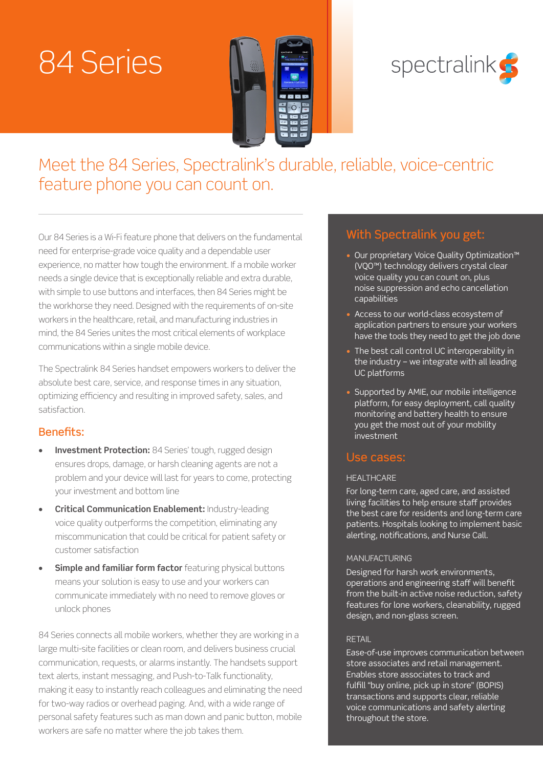# 84 Series

spectralink

## Meet the 84 Series, Spectralink's durable, reliable, voice-centric feature phone you can count on.

Our 84 Series is a Wi-Fi feature phone that delivers on the fundamental need for enterprise-grade voice quality and a dependable user experience, no matter how tough the environment. If a mobile worker needs a single device that is exceptionally reliable and extra durable, with simple to use buttons and interfaces, then 84 Series might be the workhorse they need. Designed with the requirements of on-site workers in the healthcare, retail, and manufacturing industries in mind, the 84 Series unites the most critical elements of workplace communications within a single mobile device.

The Spectralink 84 Series handset empowers workers to deliver the absolute best care, service, and response times in any situation, optimizing efficiency and resulting in improved safety, sales, and satisfaction.

### Benefits:

- **Investment Protection:** 84 Series' tough, rugged design ensures drops, damage, or harsh cleaning agents are not a problem and your device will last for years to come, protecting your investment and bottom line
- **Critical Communication Enablement:** Industry-leading voice quality outperforms the competition, eliminating any miscommunication that could be critical for patient safety or customer satisfaction
- **Simple and familiar form factor** featuring physical buttons means your solution is easy to use and your workers can communicate immediately with no need to remove gloves or unlock phones

84 Series connects all mobile workers, whether they are working in a large multi-site facilities or clean room, and delivers business crucial communication, requests, or alarms instantly. The handsets support text alerts, instant messaging, and Push-to-Talk functionality, making it easy to instantly reach colleagues and eliminating the need for two-way radios or overhead paging. And, with a wide range of personal safety features such as man down and panic button, mobile workers are safe no matter where the job takes them.

### With Spectralink you get:

- Our proprietary Voice Quality Optimization™ (VQO™) technology delivers crystal clear voice quality you can count on, plus noise suppression and echo cancellation capabilities
- Access to our world-class ecosystem of application partners to ensure your workers have the tools they need to get the job done
- The best call control UC interoperability in the industry – we integrate with all leading UC platforms
- Supported by AMIE, our mobile intelligence platform, for easy deployment, call quality monitoring and battery health to ensure you get the most out of your mobility investment

### Use cases:

#### HEALTHCARE

For long-term care, aged care, and assisted living facilities to help ensure staff provides the best care for residents and long-term care patients. Hospitals looking to implement basic alerting, notifications, and Nurse Call.

#### MANUFACTURING

Designed for harsh work environments, operations and engineering staff will benefit from the built-in active noise reduction, safety features for lone workers, cleanability, rugged design, and non-glass screen.

#### RETAIL

Ease-of-use improves communication between store associates and retail management. Enables store associates to track and fulfill "buy online, pick up in store" (BOPIS) transactions and supports clear, reliable voice communications and safety alerting throughout the store.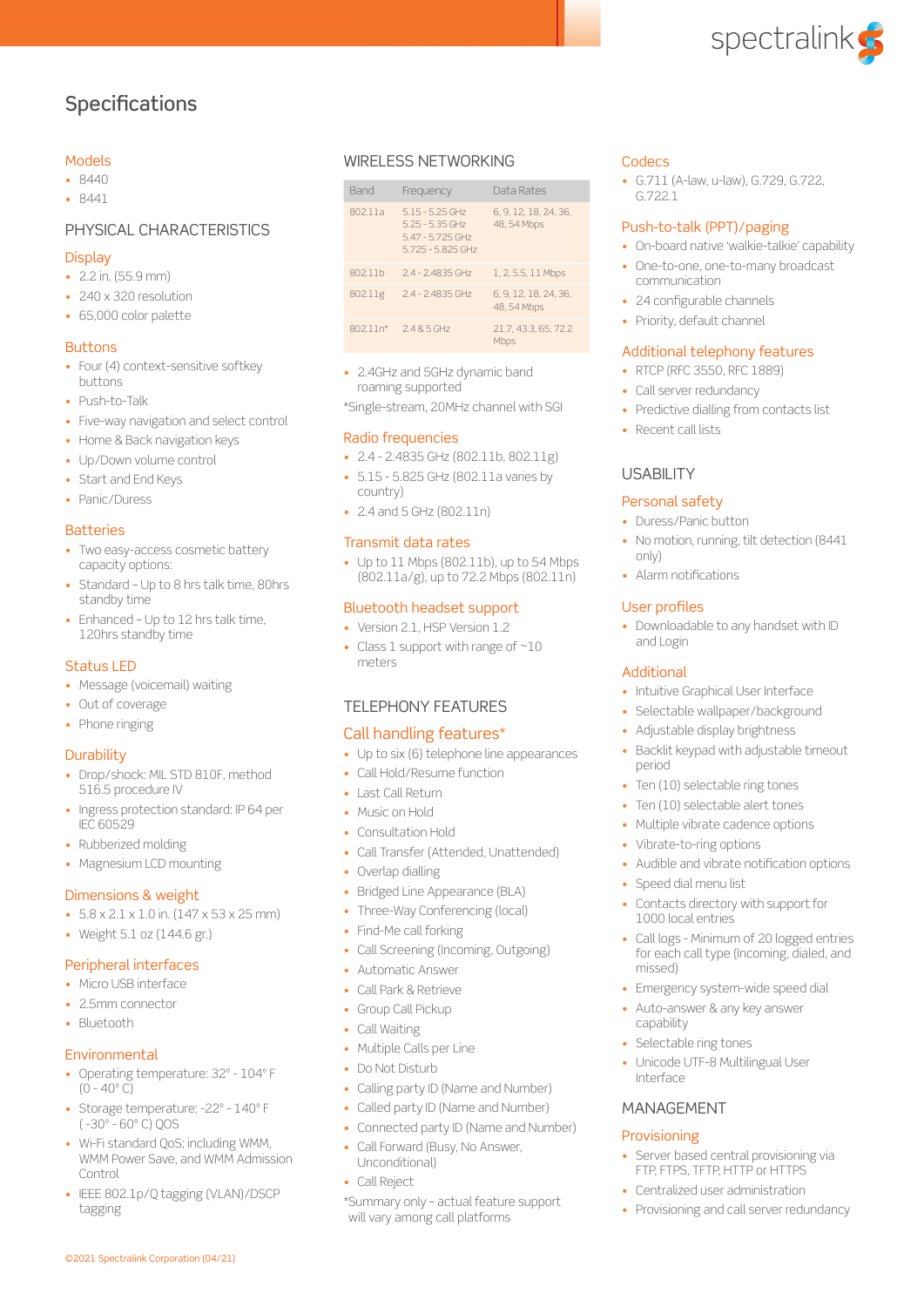# Specifications

## Models

- 8440
- 8441

## PHYSICAL CHARACTERISTICS

### Display

- 2.2 in. (55.9 mm)
- 240 x 320 resolution
- 65,000 color palette

### Buttons

- Four (4) context-sensitive softkey buttons
- Push-to-Talk
- Five-way navigation and select control
- Home & Back navigation keys
- Up/Down volume control
- Start and End Keys
- Panic/Duress

### Batteries

- Two easy-access cosmetic battery capacity options:
- Standard – Up to 8 hrs talk time, 80hrs standby time
- Enhanced – Up to 12 hrs talk time, 120hrs standby time

### Status LED

- Message (voicemail) waiting
- Out of coverage
- Phone ringing

### Durability

- Drop/shock: MIL STD 810F, method 516.5 procedure IV
- Ingress protection standard: IP 64 per IEC 60529
- Rubberized molding
- Magnesium LCD mounting

### Dimensions & weight

- 5.8 x 2.1 x 1.0 in. (147 x 53 x 25 mm)
- Weight 5.1 oz (144.6 gr.)

### Peripheral interfaces

- Micro USB interface
- 2.5mm connector
- Bluetooth

### Environmental

- Operating temperature: 32° - 104° F (0 - 40° C)
- Storage temperature: -22° - 140° F ( -30° - 60° C) QOS
- Wi-Fi standard QoS; including WMM, WMM Power Save, and WMM Admission Control
- IEEE 802.1p/Q tagging (VLAN)/DSCP tagging

## WIRELESS NETWORKING

| Band | Frequency | Data Rates |
|---|---|---|
| 802.11a | 5.15 - 5.25 GHz<br>5.25 - 5.35 GHz<br>5.47 - 5.725 GHz<br>5.725 - 5.825 GHz | 6, 9, 12, 18, 24, 36, 48, 54 Mbps |
| 802.11b | 2.4 - 2.4835 GHz | 1, 2, 5.5, 11 Mbps |
| 802.11g | 2.4 - 2.4835 GHz | 6, 9, 12, 18, 24, 36, 48, 54 Mbps |
| 802.11n* | 2.4 & 5 GHz | 21.7, 43.3, 65, 72.2 Mbps |

- 2.4GHz and 5GHz dynamic band roaming supported

*Single-stream, 20MHz channel with SGI

### Radio frequencies

- 2.4 - 2.4835 GHz (802.11b, 802.11g)
- 5.15 - 5.825 GHz (802.11a varies by country)
- 2.4 and 5 GHz (802.11n)

### Transmit data rates

- Up to 11 Mbps (802.11b), up to 54 Mbps (802.11a/g), up to 72.2 Mbps (802.11n)

### Bluetooth headset support

- Version 2.1, HSP Version 1.2
- Class 1 support with range of ~10 meters

## TELEPHONY FEATURES

### Call handling features*

- Up to six (6) telephone line appearances
- Call Hold/Resume function
- Last Call Return
- Music on Hold
- Consultation Hold
- Call Transfer (Attended, Unattended)
- Overlap dialling
- Bridged Line Appearance (BLA)
- Three-Way Conferencing (local)
- Find-Me call forking
- Call Screening (Incoming, Outgoing)
- Automatic Answer
- Call Park & Retrieve
- Group Call Pickup
- Call Waiting
- Multiple Calls per Line
- Do Not Disturb
- Calling party ID (Name and Number)
- Called party ID (Name and Number)
- Connected party ID (Name and Number)
- Call Forward (Busy, No Answer, Unconditional)
- Call Reject

*Summary only – actual feature support will vary among call platforms

### Codecs

- G.711 (A-law, u-law), G.729, G.722, G.722.1

### Push-to-talk (PPT)/paging

- On-board native 'walkie-talkie' capability
- One-to-one, one-to-many broadcast communication
- 24 configurable channels
- Priority, default channel

### Additional telephony features

- RTCP (RFC 3550, RFC 1889)
- Call server redundancy
- Predictive dialling from contacts list
- Recent call lists

## USABILITY

### Personal safety

- Duress/Panic button
- No motion, running, tilt detection (8441 only)
- Alarm notifications

### User profiles

- Downloadable to any handset with ID and Login

### Additional

- Intuitive Graphical User Interface
- Selectable wallpaper/background
- Adjustable display brightness
- Backlit keypad with adjustable timeout period
- Ten (10) selectable ring tones
- Ten (10) selectable alert tones
- Multiple vibrate cadence options
- Vibrate-to-ring options
- Audible and vibrate notification options
- Speed dial menu list
- Contacts directory with support for 1000 local entries
- Call logs - Minimum of 20 logged entries for each call type (Incoming, dialed, and missed)
- Emergency system-wide speed dial
- Auto-answer & any key answer capability
- Selectable ring tones
- Unicode UTF-8 Multilingual User Interface

## MANAGEMENT

### Provisioning

- Server based central provisioning via FTP, FTPS, TFTP, HTTP or HTTPS
- Centralized user administration
- Provisioning and call server redundancy

©2021 Spectralink Corporation (04/21)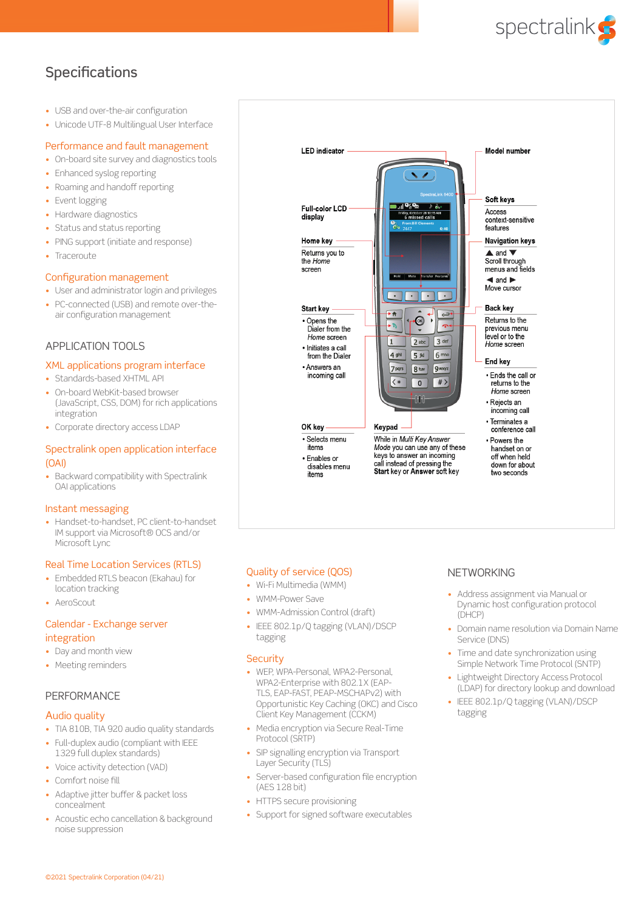## Specifications

- USB and over-the-air configuration
- Unicode UTF-8 Multilingual User Interface

### Performance and fault management

- On-board site survey and diagnostics tools
- Enhanced syslog reporting
- Roaming and handoff reporting
- Event logging
- Hardware diagnostics
- Status and status reporting
- PING support (initiate and response)
- Traceroute

### Configuration management

- User and administrator login and privileges
- PC-connected (USB) and remote over-the-air configuration management

## APPLICATION TOOLS

### XML applications program interface

- Standards-based XHTML API
- On-board WebKit-based browser (JavaScript, CSS, DOM) for rich applications integration
- Corporate directory access LDAP

### Spectralink open application interface (OAI)

- Backward compatibility with Spectralink OAI applications

### Instant messaging

- Handset-to-handset, PC client-to-handset IM support via Microsoft® OCS and/or Microsoft Lync

### Real Time Location Services (RTLS)

- Embedded RTLS beacon (Ekahau) for location tracking
- AeroScout

### Calendar - Exchange server integration

- Day and month view
- Meeting reminders

## PERFORMANCE

### Audio quality

- TIA 810B, TIA 920 audio quality standards
- Full-duplex audio (compliant with IEEE 1329 full duplex standards)
- Voice activity detection (VAD)
- Comfort noise fill
- Adaptive jitter buffer & packet loss concealment
- Acoustic echo cancellation & background noise suppression

**LED indicator**

**Model number**

**Full-color LCD display**

**Soft keys**
Access context-sensitive features

**Home key**
Returns you to the *Home* screen

**Navigation keys**
▲ and ▼ Scroll through menus and fields
◀ and ▶ Move cursor

**Start key**
- Opens the Dialer from the *Home* screen
- Initiates a call from the Dialer
- Answers an incoming call

**Back key**
Returns to the previous menu level or to the *Home* screen

**End key**
- Ends the call or returns to the *Home* screen
- Rejects an incoming call
- Terminates a conference call
- Powers the handset on or off when held down for about two seconds

**OK key**
- Selects menu items
- Enables or disables menu items

**Keypad**
While in *Multi Key Answer Mode* you can use any of these keys to answer an incoming call instead of pressing the **Start key or Answer soft key**

### Quality of service (QOS)

- Wi-Fi Multimedia (WMM)
- WMM-Power Save
- WMM-Admission Control (draft)
- IEEE 802.1p/Q tagging (VLAN)/DSCP tagging

### Security

- WEP, WPA-Personal, WPA2-Personal, WPA2-Enterprise with 802.1X (EAP-TLS, EAP-FAST, PEAP-MSCHAPv2) with Opportunistic Key Caching (OKC) and Cisco Client Key Management (CCKM)
- Media encryption via Secure Real-Time Protocol (SRTP)
- SIP signalling encryption via Transport Layer Security (TLS)
- Server-based configuration file encryption (AES 128 bit)
- HTTPS secure provisioning
- Support for signed software executables

## NETWORKING

- Address assignment via Manual or Dynamic host configuration protocol (DHCP)
- Domain name resolution via Domain Name Service (DNS)
- Time and date synchronization using Simple Network Time Protocol (SNTP)
- Lightweight Directory Access Protocol (LDAP) for directory lookup and download
- IEEE 802.1p/Q tagging (VLAN)/DSCP tagging

©2021 Spectralink Corporation (04/21)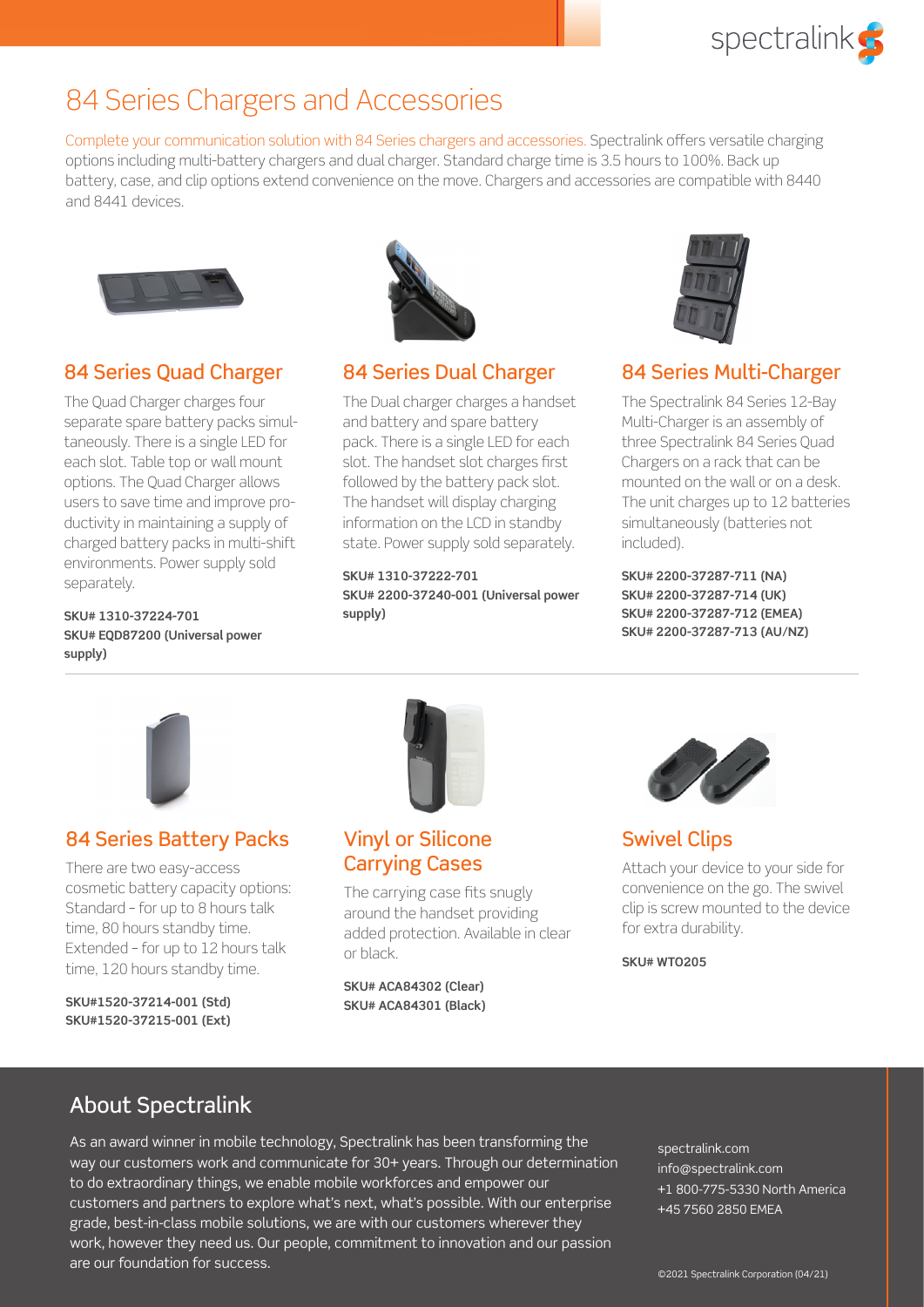# 84 Series Chargers and Accessories

Complete your communication solution with 84 Series chargers and accessories. Spectralink offers versatile charging options including multi-battery chargers and dual charger. Standard charge time is 3.5 hours to 100%. Back up battery, case, and clip options extend convenience on the move. Chargers and accessories are compatible with 8440 and 8441 devices.

## 84 Series Quad Charger

The Quad Charger charges four separate spare battery packs simultaneously. There is a single LED for each slot. Table top or wall mount options. The Quad Charger allows users to save time and improve productivity in maintaining a supply of charged battery packs in multi-shift environments. Power supply sold separately.

**SKU# 1310-37224-701**
**SKU# EQD87200 (Universal power supply)**

## 84 Series Dual Charger

The Dual charger charges a handset and battery and spare battery pack. There is a single LED for each slot. The handset slot charges first followed by the battery pack slot. The handset will display charging information on the LCD in standby state. Power supply sold separately.

**SKU# 1310-37222-701**
**SKU# 2200-37240-001 (Universal power supply)**

## 84 Series Multi-Charger

The Spectralink 84 Series 12-Bay Multi-Charger is an assembly of three Spectralink 84 Series Quad Chargers on a rack that can be mounted on the wall or on a desk. The unit charges up to 12 batteries simultaneously (batteries not included).

**SKU# 2200-37287-711 (NA)**
**SKU# 2200-37287-714 (UK)**
**SKU# 2200-37287-712 (EMEA)**
**SKU# 2200-37287-713 (AU/NZ)**

## 84 Series Battery Packs

There are two easy-access cosmetic battery capacity options: Standard – for up to 8 hours talk time, 80 hours standby time. Extended – for up to 12 hours talk time, 120 hours standby time.

**SKU#1520-37214-001 (Std)**
**SKU#1520-37215-001 (Ext)**

## Vinyl or Silicone Carrying Cases

The carrying case fits snugly around the handset providing added protection. Available in clear or black.

**SKU# ACA84302 (Clear)**
**SKU# ACA84301 (Black)**

## Swivel Clips

Attach your device to your side for convenience on the go. The swivel clip is screw mounted to the device for extra durability.

**SKU# WT0205**

## About Spectralink

As an award winner in mobile technology, Spectralink has been transforming the way our customers work and communicate for 30+ years. Through our determination to do extraordinary things, we enable mobile workforces and empower our customers and partners to explore what's next, what's possible. With our enterprise grade, best-in-class mobile solutions, we are with our customers wherever they work, however they need us. Our people, commitment to innovation and our passion are our foundation for success.

spectralink.com
info@spectralink.com
+1 800-775-5330 North America
+45 7560 2850 EMEA

©2021 Spectralink Corporation (04/21)